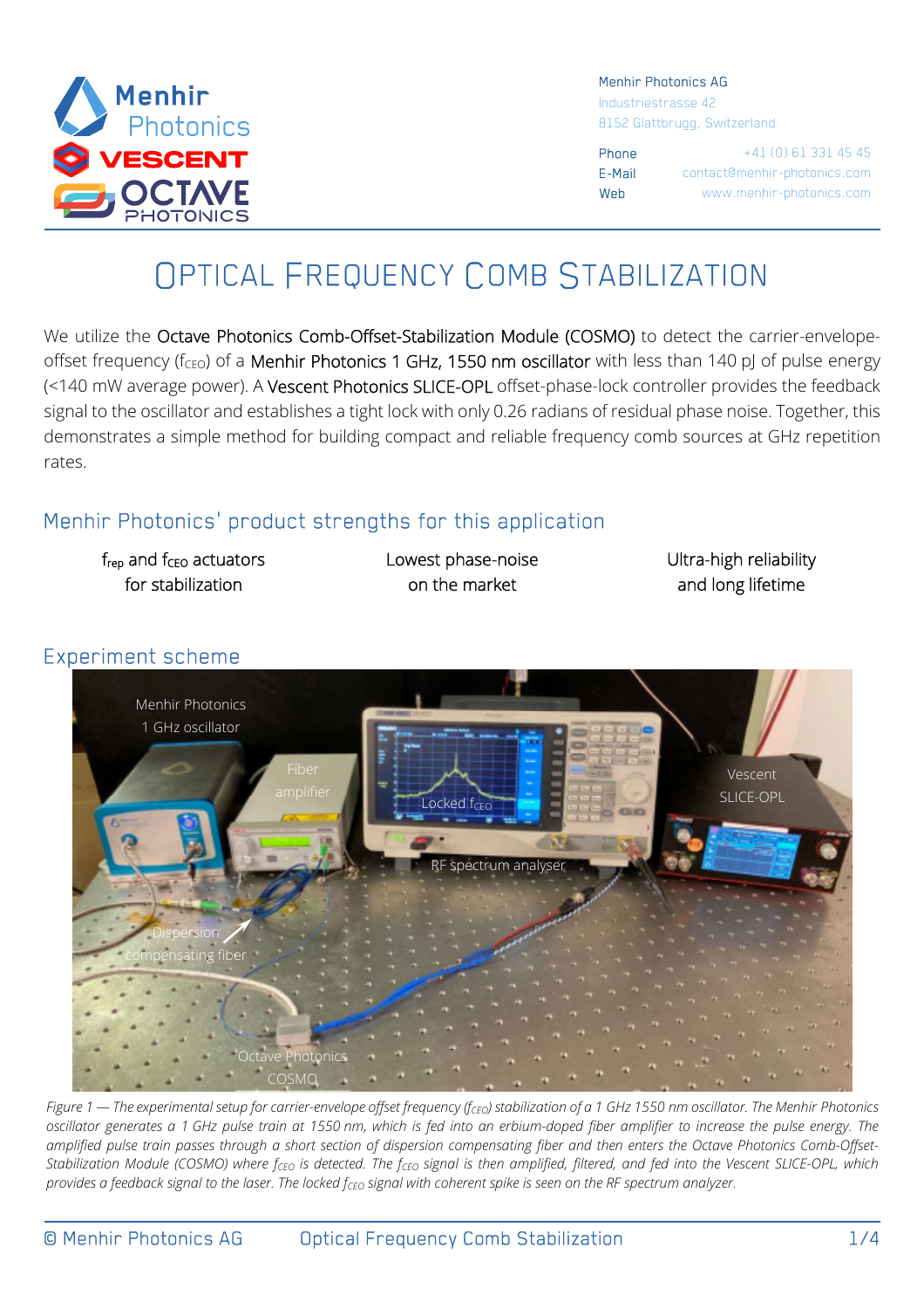Menhir Photonics AG
Industriestrasse 42
8152 Glattbrugg, Switzerland

Phone +41 (0) 61 331 45 45
E-Mail contact@menhir-photonics.com
Web www.menhir-photonics.com

# Optical Frequency Comb Stabilization

We utilize the Octave Photonics Comb-Offset-Stabilization Module (COSMO) to detect the carrier-envelope-offset frequency ($f_{CEO}$) of a Menhir Photonics 1 GHz, 1550 nm oscillator with less than 140 pJ of pulse energy (<140 mW average power). A Vescent Photonics SLICE-OPL offset-phase-lock controller provides the feedback signal to the oscillator and establishes a tight lock with only 0.26 radians of residual phase noise. Together, this demonstrates a simple method for building compact and reliable frequency comb sources at GHz repetition rates.

## Menhir Photonics' product strengths for this application

- $f_{rep}$ and $f_{CEO}$ actuators for stabilization
- Lowest phase-noise on the market
- Ultra-high reliability and long lifetime

## Experiment scheme

*Figure 1 — The experimental setup for carrier-envelope offset frequency ($f_{CEO}$) stabilization of a 1 GHz 1550 nm oscillator. The Menhir Photonics oscillator generates a 1 GHz pulse train at 1550 nm, which is fed into an erbium-doped fiber amplifier to increase the pulse energy. The amplified pulse train passes through a short section of dispersion compensating fiber and then enters the Octave Photonics Comb-Offset-Stabilization Module (COSMO) where $f_{CEO}$ is detected. The $f_{CEO}$ signal is then amplified, filtered, and fed into the Vescent SLICE-OPL, which provides a feedback signal to the laser. The locked $f_{CEO}$ signal with coherent spike is seen on the RF spectrum analyzer.*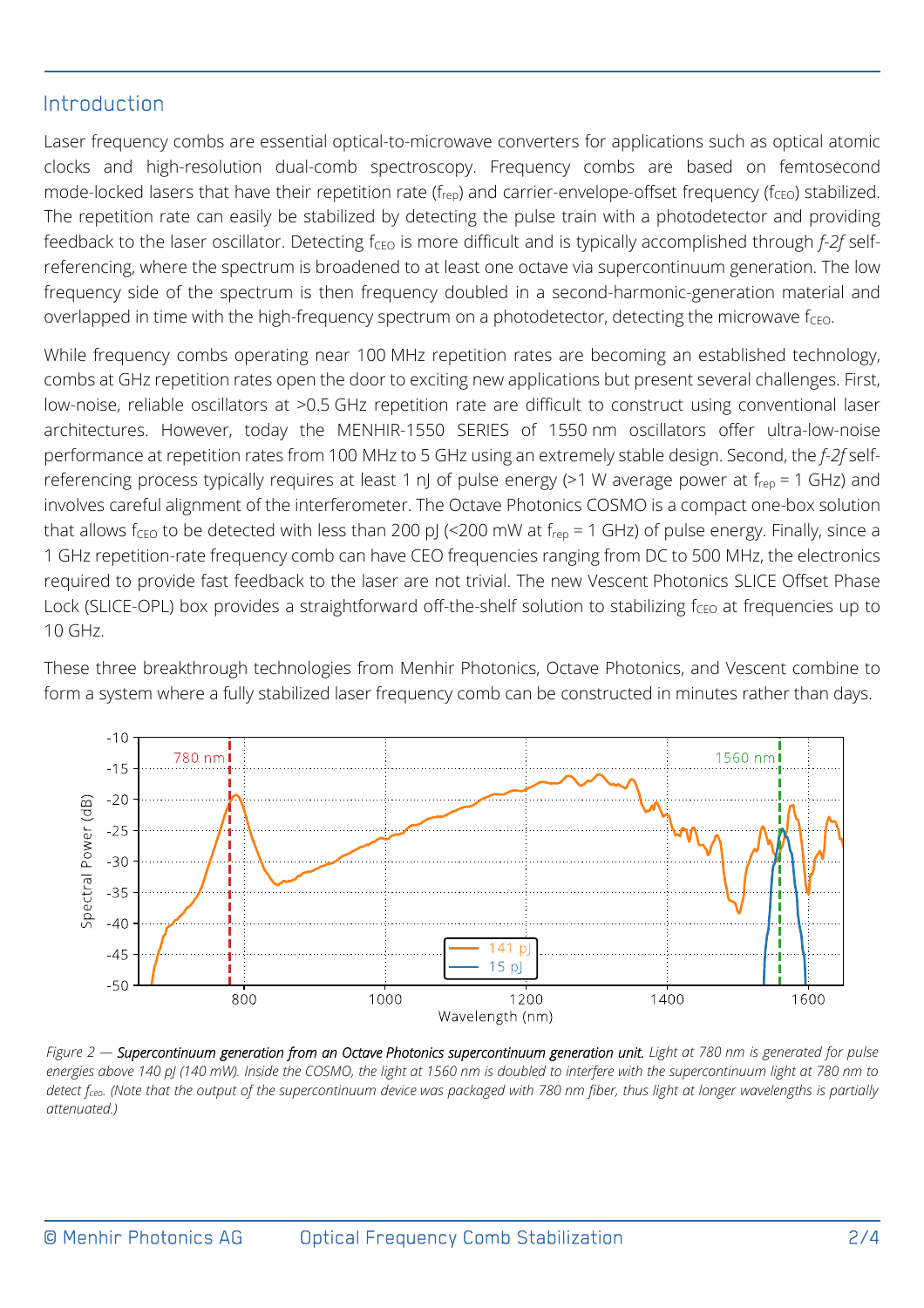## Introduction

Laser frequency combs are essential optical-to-microwave converters for applications such as optical atomic clocks and high-resolution dual-comb spectroscopy. Frequency combs are based on femtosecond mode-locked lasers that have their repetition rate ($f_{rep}$) and carrier-envelope-offset frequency ($f_{CEO}$) stabilized. The repetition rate can easily be stabilized by detecting the pulse train with a photodetector and providing feedback to the laser oscillator. Detecting $f_{CEO}$ is more difficult and is typically accomplished through *f-2f* self-referencing, where the spectrum is broadened to at least one octave via supercontinuum generation. The low frequency side of the spectrum is then frequency doubled in a second-harmonic-generation material and overlapped in time with the high-frequency spectrum on a photodetector, detecting the microwave $f_{CEO}$.

While frequency combs operating near 100 MHz repetition rates are becoming an established technology, combs at GHz repetition rates open the door to exciting new applications but present several challenges. First, low-noise, reliable oscillators at >0.5 GHz repetition rate are difficult to construct using conventional laser architectures. However, today the MENHIR-1550 SERIES of 1550 nm oscillators offer ultra-low-noise performance at repetition rates from 100 MHz to 5 GHz using an extremely stable design. Second, the *f-2f* self-referencing process typically requires at least 1 nJ of pulse energy (>1 W average power at $f_{rep}$ = 1 GHz) and involves careful alignment of the interferometer. The Octave Photonics COSMO is a compact one-box solution that allows $f_{CEO}$ to be detected with less than 200 pJ (<200 mW at $f_{rep}$ = 1 GHz) of pulse energy. Finally, since a 1 GHz repetition-rate frequency comb can have CEO frequencies ranging from DC to 500 MHz, the electronics required to provide fast feedback to the laser are not trivial. The new Vescent Photonics SLICE Offset Phase Lock (SLICE-OPL) box provides a straightforward off-the-shelf solution to stabilizing $f_{CEO}$ at frequencies up to 10 GHz.

These three breakthrough technologies from Menhir Photonics, Octave Photonics, and Vescent combine to form a system where a fully stabilized laser frequency comb can be constructed in minutes rather than days.

*Figure 2 — **Supercontinuum generation from an Octave Photonics supercontinuum generation unit.** Light at 780 nm is generated for pulse energies above 140 pJ (140 mW). Inside the COSMO, the light at 1560 nm is doubled to interfere with the supercontinuum light at 780 nm to detect $f_{ceo}$. (Note that the output of the supercontinuum device was packaged with 780 nm fiber, thus light at longer wavelengths is partially attenuated.)*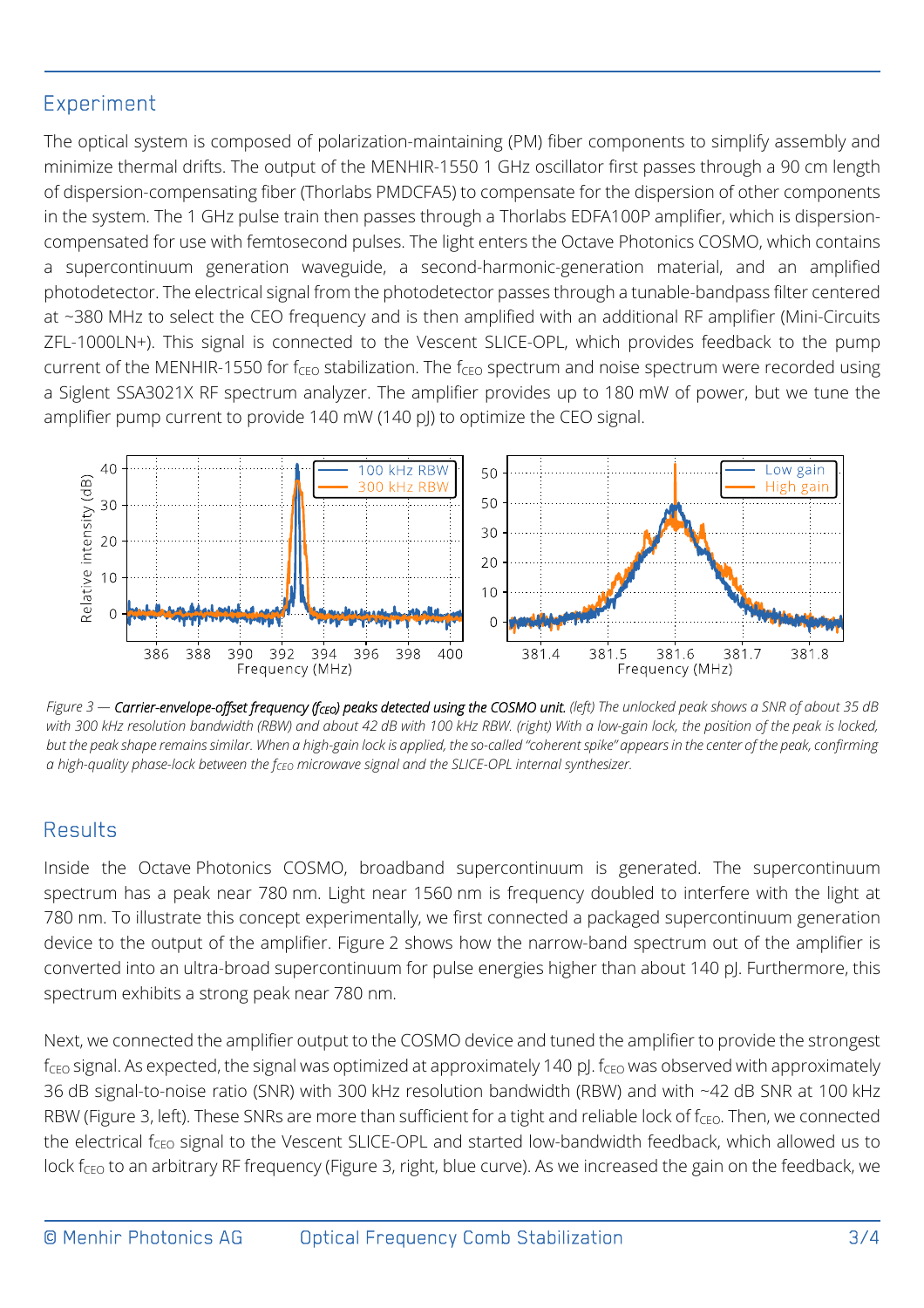## Experiment

The optical system is composed of polarization-maintaining (PM) fiber components to simplify assembly and minimize thermal drifts. The output of the MENHIR-1550 1 GHz oscillator first passes through a 90 cm length of dispersion-compensating fiber (Thorlabs PMDCFA5) to compensate for the dispersion of other components in the system. The 1 GHz pulse train then passes through a Thorlabs EDFA100P amplifier, which is dispersion-compensated for use with femtosecond pulses. The light enters the Octave Photonics COSMO, which contains a supercontinuum generation waveguide, a second-harmonic-generation material, and an amplified photodetector. The electrical signal from the photodetector passes through a tunable-bandpass filter centered at ~380 MHz to select the CEO frequency and is then amplified with an additional RF amplifier (Mini-Circuits ZFL-1000LN+). This signal is connected to the Vescent SLICE-OPL, which provides feedback to the pump current of the MENHIR-1550 for $f_{CEO}$ stabilization. The $f_{CEO}$ spectrum and noise spectrum were recorded using a Siglent SSA3021X RF spectrum analyzer. The amplifier provides up to 180 mW of power, but we tune the amplifier pump current to provide 140 mW (140 pJ) to optimize the CEO signal.

*Figure 3 —* ***Carrier-envelope-offset frequency ($f_{CEO}$) peaks detected using the COSMO unit.*** *(left) The unlocked peak shows a SNR of about 35 dB with 300 kHz resolution bandwidth (RBW) and about 42 dB with 100 kHz RBW. (right) With a low-gain lock, the position of the peak is locked, but the peak shape remains similar. When a high-gain lock is applied, the so-called "coherent spike" appears in the center of the peak, confirming a high-quality phase-lock between the $f_{CEO}$ microwave signal and the SLICE-OPL internal synthesizer.*

## Results

Inside the Octave Photonics COSMO, broadband supercontinuum is generated. The supercontinuum spectrum has a peak near 780 nm. Light near 1560 nm is frequency doubled to interfere with the light at 780 nm. To illustrate this concept experimentally, we first connected a packaged supercontinuum generation device to the output of the amplifier. Figure 2 shows how the narrow-band spectrum out of the amplifier is converted into an ultra-broad supercontinuum for pulse energies higher than about 140 pJ. Furthermore, this spectrum exhibits a strong peak near 780 nm.

Next, we connected the amplifier output to the COSMO device and tuned the amplifier to provide the strongest $f_{CEO}$ signal. As expected, the signal was optimized at approximately 140 pJ. $f_{CEO}$ was observed with approximately 36 dB signal-to-noise ratio (SNR) with 300 kHz resolution bandwidth (RBW) and with ~42 dB SNR at 100 kHz RBW (Figure 3, left). These SNRs are more than sufficient for a tight and reliable lock of $f_{CEO}$. Then, we connected the electrical $f_{CEO}$ signal to the Vescent SLICE-OPL and started low-bandwidth feedback, which allowed us to lock $f_{CEO}$ to an arbitrary RF frequency (Figure 3, right, blue curve). As we increased the gain on the feedback, we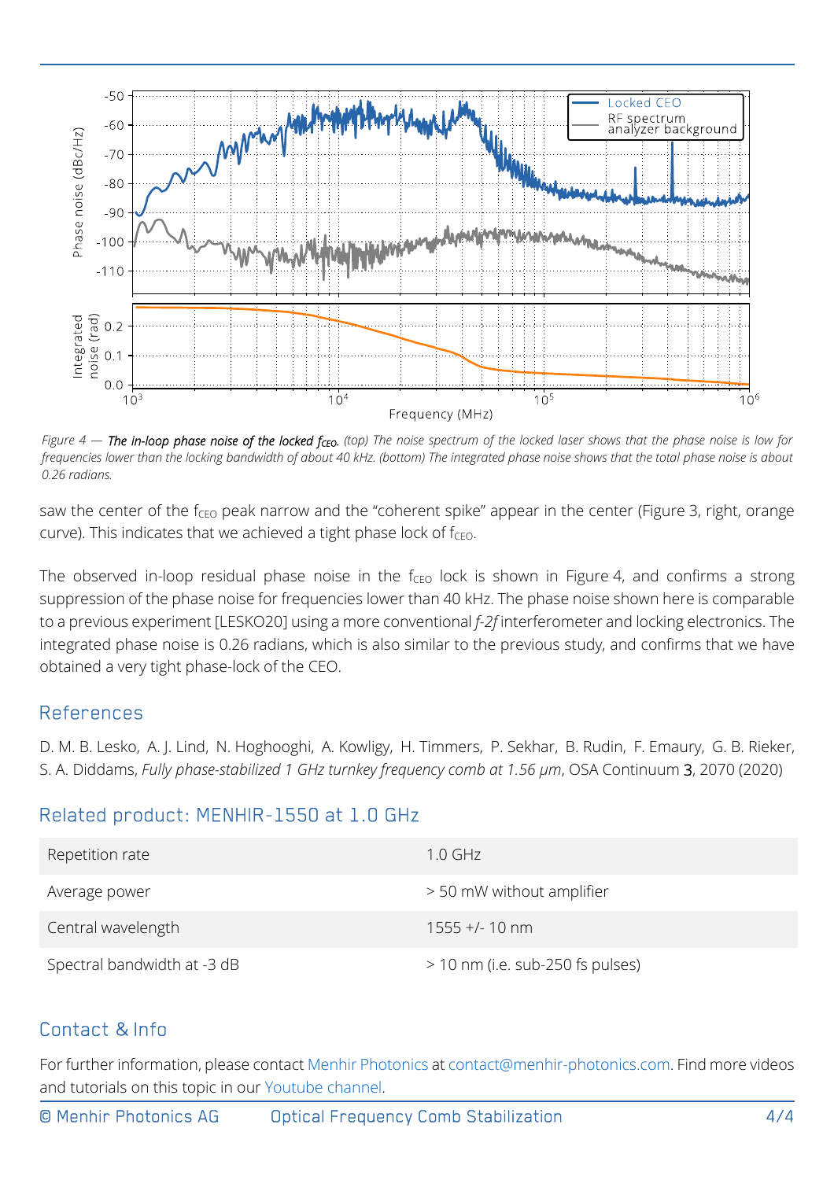Phase noise (dBc/Hz)

-50
-60
-70
-80
-90
-100
-110

Locked CEO
RF spectrum analyzer background

Integrated noise (rad)

0.2
0.1
0.0

$10^3$
$10^4$
$10^5$
$10^6$

Frequency (MHz)

*Figure 4 — **The in-loop phase noise of the locked $f_{CEO}$.** (top) The noise spectrum of the locked laser shows that the phase noise is low for frequencies lower than the locking bandwidth of about 40 kHz. (bottom) The integrated phase noise shows that the total phase noise is about 0.26 radians.*

saw the center of the $f_{CEO}$ peak narrow and the "coherent spike" appear in the center (Figure 3, right, orange curve). This indicates that we achieved a tight phase lock of $f_{CEO}$.

The observed in-loop residual phase noise in the $f_{CEO}$ lock is shown in Figure 4, and confirms a strong suppression of the phase noise for frequencies lower than 40 kHz. The phase noise shown here is comparable to a previous experiment [LESKO20] using a more conventional *f-2f* interferometer and locking electronics. The integrated phase noise is 0.26 radians, which is also similar to the previous study, and confirms that we have obtained a very tight phase-lock of the CEO.

## References

D. M. B. Lesko, A. J. Lind, N. Hoghooghi, A. Kowligy, H. Timmers, P. Sekhar, B. Rudin, F. Emaury, G. B. Rieker, S. A. Diddams, *Fully phase-stabilized 1 GHz turnkey frequency comb at 1.56 µm*, OSA Continuum **3**, 2070 (2020)

## Related product: MENHIR-1550 at 1.0 GHz

| | |
|---|---|
| Repetition rate | 1.0 GHz |
| Average power | > 50 mW without amplifier |
| Central wavelength | 1555 +/- 10 nm |
| Spectral bandwidth at -3 dB | > 10 nm (i.e. sub-250 fs pulses) |

## Contact & Info

For further information, please contact Menhir Photonics at contact@menhir-photonics.com. Find more videos and tutorials on this topic in our Youtube channel.